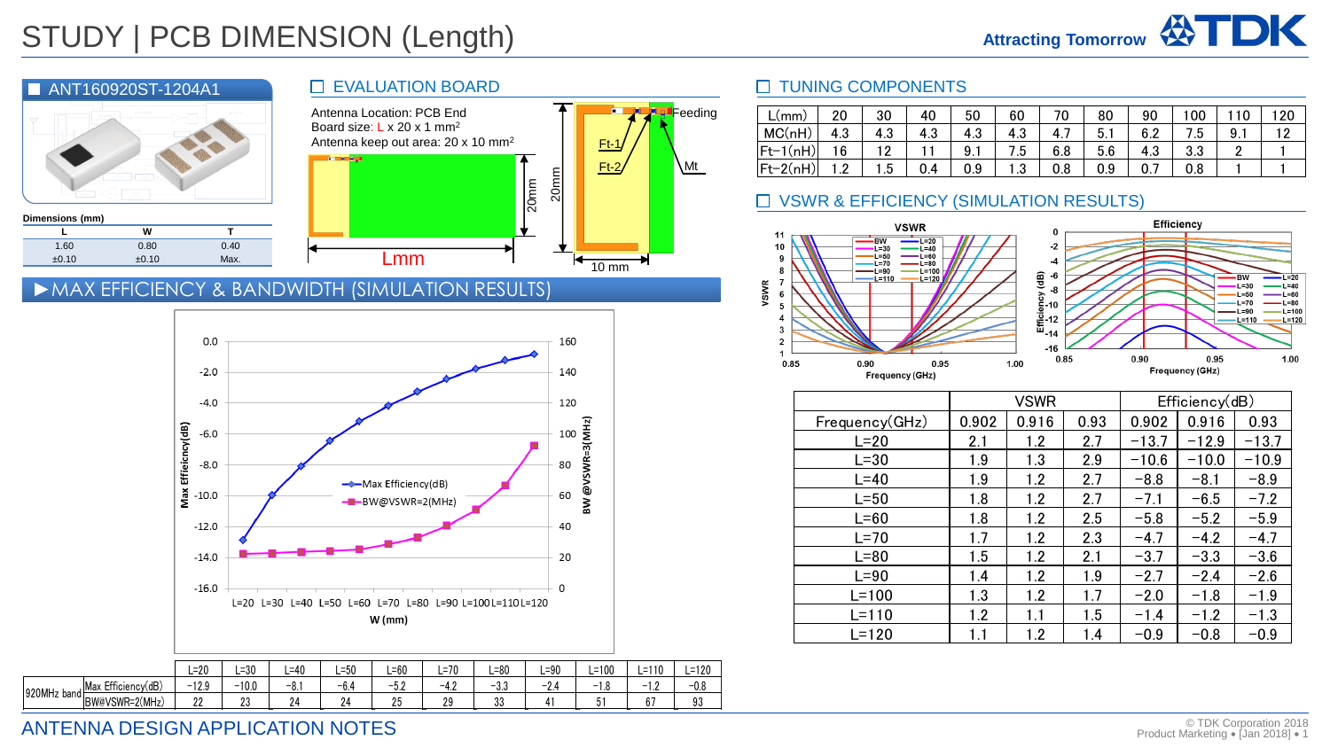# STUDY | PCB DIMENSION (Length)

Attracting Tomorrow TDK

## ANT160920ST-1204A1

Dimensions (mm)

| L | W | T |
|---|---|---|
| 1.60 | 0.80 | 0.40 |
| ±0.10 | ±0.10 | Max. |

## EVALUATION BOARD

Antenna Location: PCB End
Board size: L x 20 x 1 mm[2]
Antenna keep out area: 20 x 10 mm[2]

Lmm, 20mm, 20mm, 10 mm, Feeding, Ft-1, Ft-2, Mt

## TUNING COMPONENTS

| L(mm) | 20 | 30 | 40 | 50 | 60 | 70 | 80 | 90 | 100 | 110 | 120 |
|---|---|---|---|---|---|---|---|---|---|---|---|
| MC(nH) | 4.3 | 4.3 | 4.3 | 4.3 | 4.3 | 4.7 | 5.1 | 6.2 | 7.5 | 9.1 | 12 |
| Ft-1(nH) | 16 | 12 | 11 | 9.1 | 7.5 | 6.8 | 5.6 | 4.3 | 3.3 | 2 | 1 |
| Ft-2(nH) | 1.2 | 1.5 | 0.4 | 0.9 | 1.3 | 0.8 | 0.9 | 0.7 | 0.8 | 1 | 1 |

## MAX EFFICIENCY & BANDWIDTH (SIMULATION RESULTS)

| | | L=20 | L=30 | L=40 | L=50 | L=60 | L=70 | L=80 | L=90 | L=100 | L=110 | L=120 |
|---|---|---|---|---|---|---|---|---|---|---|---|---|
| 920MHz band | Max Efficiency(dB) | −12.9 | −10.0 | −8.1 | −6.4 | −5.2 | −4.2 | −3.3 | −2.4 | −1.8 | −1.2 | −0.8 |
| | BW@VSWR=2(MHz) | 22 | 23 | 24 | 24 | 25 | 29 | 33 | 41 | 51 | 67 | 93 |

## VSWR & EFFICIENCY (SIMULATION RESULTS)

| | VSWR | | | Efficiency(dB) | | |
|---|---|---|---|---|---|---|
| Frequency(GHz) | 0.902 | 0.916 | 0.93 | 0.902 | 0.916 | 0.93 |
| L=20 | 2.1 | 1.2 | 2.7 | −13.7 | −12.9 | −13.7 |
| L=30 | 1.9 | 1.3 | 2.9 | −10.6 | −10.0 | −10.9 |
| L=40 | 1.9 | 1.2 | 2.7 | −8.8 | −8.1 | −8.9 |
| L=50 | 1.8 | 1.2 | 2.7 | −7.1 | −6.5 | −7.2 |
| L=60 | 1.8 | 1.2 | 2.5 | −5.8 | −5.2 | −5.9 |
| L=70 | 1.7 | 1.2 | 2.3 | −4.7 | −4.2 | −4.7 |
| L=80 | 1.5 | 1.2 | 2.1 | −3.7 | −3.3 | −3.6 |
| L=90 | 1.4 | 1.2 | 1.9 | −2.7 | −2.4 | −2.6 |
| L=100 | 1.3 | 1.2 | 1.7 | −2.0 | −1.8 | −1.9 |
| L=110 | 1.2 | 1.1 | 1.5 | −1.4 | −1.2 | −1.3 |
| L=120 | 1.1 | 1.2 | 1.4 | −0.9 | −0.8 | −0.9 |

ANTENNA DESIGN APPLICATION NOTES

© TDK Corporation 2018
Product Marketing • [Jan 2018]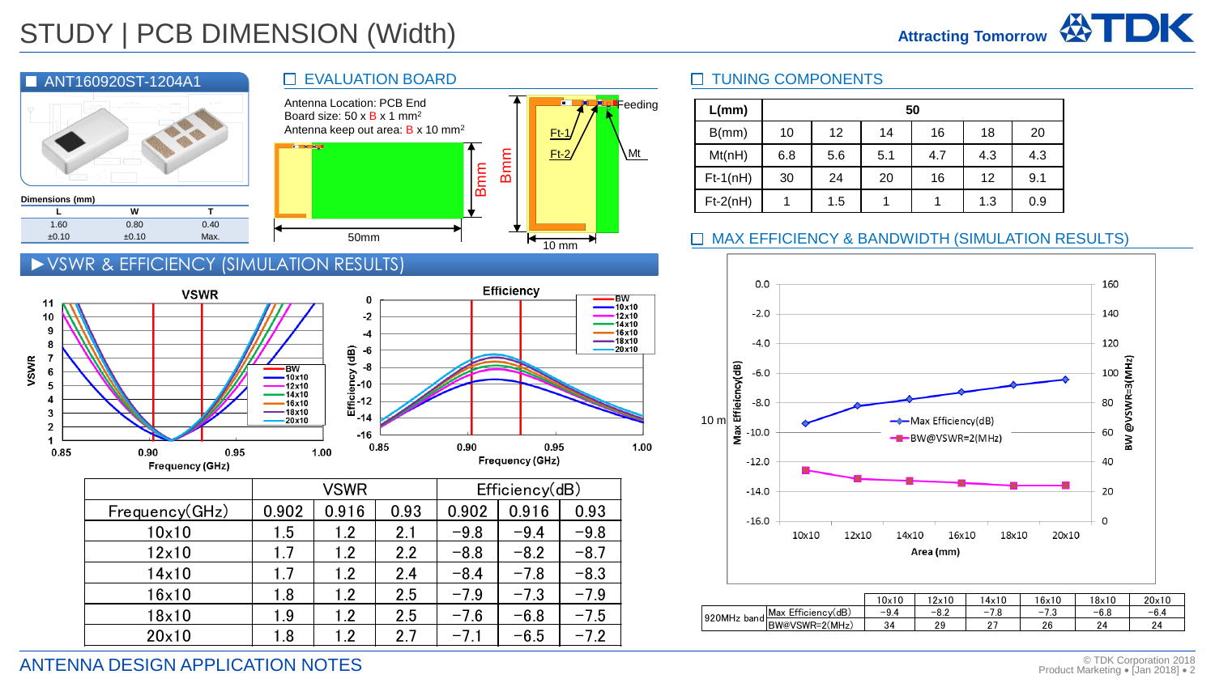# STUDY | PCB DIMENSION (Width)

## ANT160920ST-1204A1

Dimensions (mm)

| L | W | T |
|---|---|---|
| 1.60 | 0.80 | 0.40 |
| ±0.10 | ±0.10 | Max. |

## EVALUATION BOARD

Antenna Location: PCB End
Board size: 50 x B x 1 mm$^2$
Antenna keep out area: B x 10 mm$^2$

## TUNING COMPONENTS

| L(mm) | 50 | | | | | |
|---|---|---|---|---|---|---|
| B(mm) | 10 | 12 | 14 | 16 | 18 | 20 |
| Mt(nH) | 6.8 | 5.6 | 5.1 | 4.7 | 4.3 | 4.3 |
| Ft-1(nH) | 30 | 24 | 20 | 16 | 12 | 9.1 |
| Ft-2(nH) | 1 | 1.5 | 1 | 1 | 1.3 | 0.9 |

## MAX EFFICIENCY & BANDWIDTH (SIMULATION RESULTS)

| | | 10x10 | 12x10 | 14x10 | 16x10 | 18x10 | 20x10 |
|---|---|---|---|---|---|---|---|
| 920MHz band | Max Efficiency(dB) | −9.4 | −8.2 | −7.8 | −7.3 | −6.8 | −6.4 |
| | BW@VSWR=2(MHz) | 34 | 29 | 27 | 26 | 24 | 24 |

## ▶VSWR & EFFICIENCY (SIMULATION RESULTS)

| | VSWR | | | Efficiency(dB) | | |
|---|---|---|---|---|---|---|
| Frequency(GHz) | 0.902 | 0.916 | 0.93 | 0.902 | 0.916 | 0.93 |
| 10x10 | 1.5 | 1.2 | 2.1 | −9.8 | −9.4 | −9.8 |
| 12x10 | 1.7 | 1.2 | 2.2 | −8.8 | −8.2 | −8.7 |
| 14x10 | 1.7 | 1.2 | 2.4 | −8.4 | −7.8 | −8.3 |
| 16x10 | 1.8 | 1.2 | 2.5 | −7.9 | −7.3 | −7.9 |
| 18x10 | 1.9 | 1.2 | 2.5 | −7.6 | −6.8 | −7.5 |
| 20x10 | 1.8 | 1.2 | 2.7 | −7.1 | −6.5 | −7.2 |

ANTENNA DESIGN APPLICATION NOTES

© TDK Corporation 2018
Product Marketing • [Jan 2018]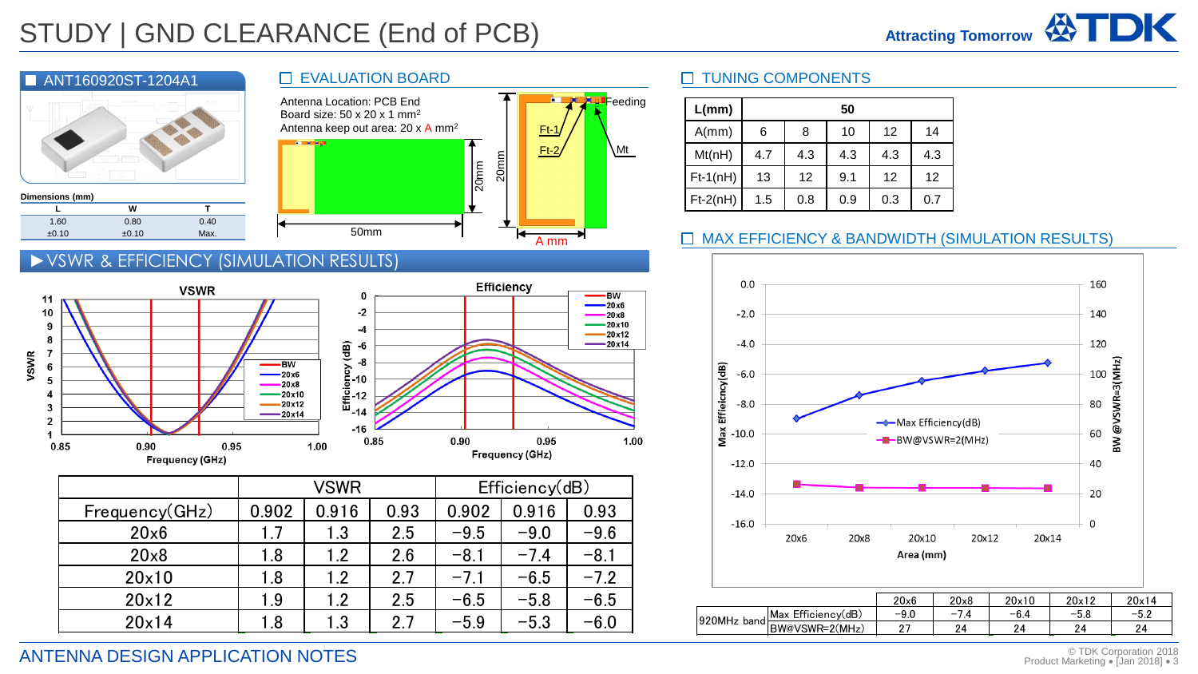# STUDY | GND CLEARANCE (End of PCB)

Attracting Tomorrow TDK

## ANT160920ST-1204A1

Dimensions (mm)

| L | W | T |
|---|---|---|
| 1.60 | 0.80 | 0.40 |
| ±0.10 | ±0.10 | Max. |

## EVALUATION BOARD

Antenna Location: PCB End
Board size: 50 x 20 x 1 mm[2]
Antenna keep out area: 20 x A mm[2]

Feeding
Ft-1
Ft-2
Mt
20mm
20mm
50mm
A mm

## TUNING COMPONENTS

| L(mm) | 50 | | | | |
|---|---|---|---|---|---|
| A(mm) | 6 | 8 | 10 | 12 | 14 |
| Mt(nH) | 4.7 | 4.3 | 4.3 | 4.3 | 4.3 |
| Ft-1(nH) | 13 | 12 | 9.1 | 12 | 12 |
| Ft-2(nH) | 1.5 | 0.8 | 0.9 | 0.3 | 0.7 |

## ▶VSWR & EFFICIENCY (SIMULATION RESULTS)

VSWR
VSWR
11
10
9
8
7
6
5
4
3
2
1
0.85 0.90 0.95 1.00
Frequency (GHz)
BW
20x6
20x8
20x10
20x12
20x14

Efficiency
Efficiency (dB)
0
-2
-4
-6
-8
-10
-12
-14
-16
0.85 0.90 0.95 1.00
Frequency (GHz)
BW
20x6
20x8
20x10
20x12
20x14

| | VSWR | | | Efficiency(dB) | | |
|---|---|---|---|---|---|---|
| Frequency(GHz) | 0.902 | 0.916 | 0.93 | 0.902 | 0.916 | 0.93 |
| 20x6 | 1.7 | 1.3 | 2.5 | −9.5 | −9.0 | −9.6 |
| 20x8 | 1.8 | 1.2 | 2.6 | −8.1 | −7.4 | −8.1 |
| 20x10 | 1.8 | 1.2 | 2.7 | −7.1 | −6.5 | −7.2 |
| 20x12 | 1.9 | 1.2 | 2.5 | −6.5 | −5.8 | −6.5 |
| 20x14 | 1.8 | 1.3 | 2.7 | −5.9 | −5.3 | −6.0 |

## MAX EFFICIENCY & BANDWIDTH (SIMULATION RESULTS)

Max Effieicny(dB)
0.0
-2.0
-4.0
-6.0
-8.0
-10.0
-12.0
-14.0
-16.0
BW @VSWR=3(MHz)
160
140
120
100
80
60
40
20
0
20x6 20x8 20x10 20x12 20x14
Area (mm)
Max Efficiency(dB)
BW@VSWR=2(MHz)

| | | 20x6 | 20x8 | 20x10 | 20x12 | 20x14 |
|---|---|---|---|---|---|---|
| 920MHz band | Max Efficiency(dB) | −9.0 | −7.4 | −6.4 | −5.8 | −5.2 |
| | BW@VSWR=2(MHz) | 27 | 24 | 24 | 24 | 24 |

ANTENNA DESIGN APPLICATION NOTES

© TDK Corporation 2018
Product Marketing • [Jan 2018]